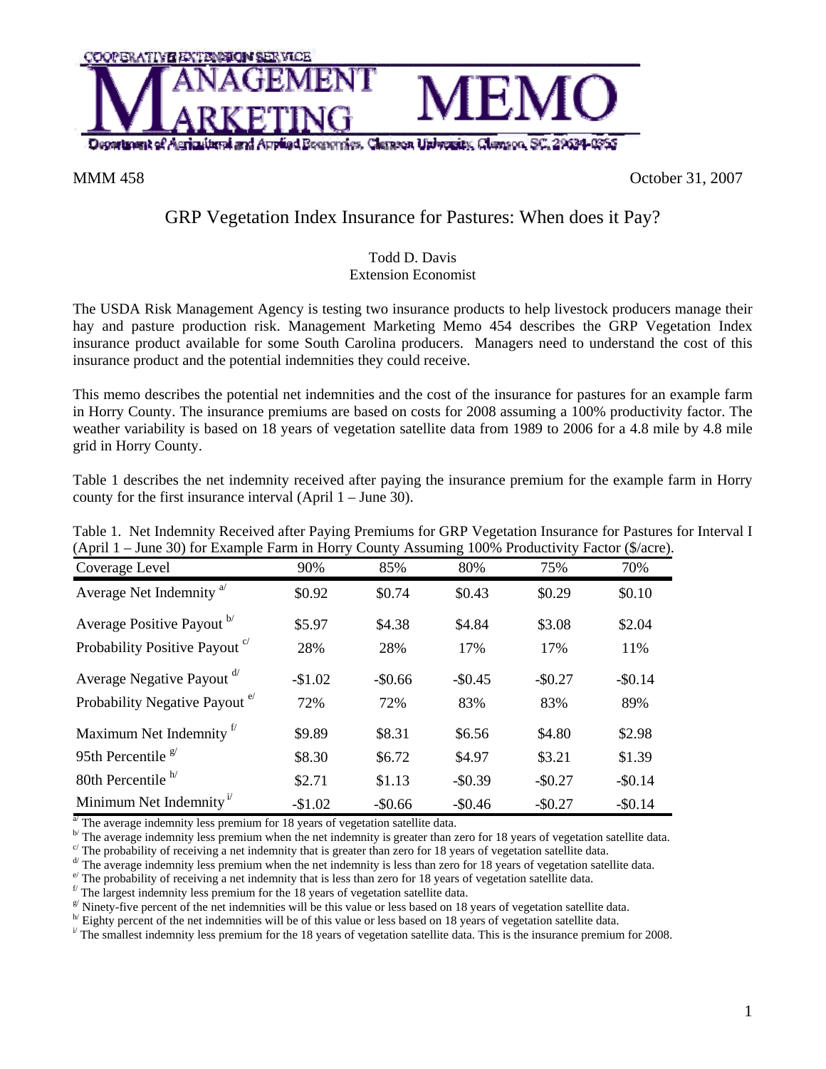COOPERATIVE EXTENSION SERVICE

# MANAGEMENT MARKETING MEMO

Department of Agricultural and Applied Economics, Clemson University, Clemson, SC, 29634-0355

MMM 458 October 31, 2007

## GRP Vegetation Index Insurance for Pastures: When does it Pay?

Todd D. Davis
Extension Economist

The USDA Risk Management Agency is testing two insurance products to help livestock producers manage their hay and pasture production risk. Management Marketing Memo 454 describes the GRP Vegetation Index insurance product available for some South Carolina producers. Managers need to understand the cost of this insurance product and the potential indemnities they could receive.

This memo describes the potential net indemnities and the cost of the insurance for pastures for an example farm in Horry County. The insurance premiums are based on costs for 2008 assuming a 100% productivity factor. The weather variability is based on 18 years of vegetation satellite data from 1989 to 2006 for a 4.8 mile by 4.8 mile grid in Horry County.

Table 1 describes the net indemnity received after paying the insurance premium for the example farm in Horry county for the first insurance interval (April 1 – June 30).

Table 1. Net Indemnity Received after Paying Premiums for GRP Vegetation Insurance for Pastures for Interval I (April 1 – June 30) for Example Farm in Horry County Assuming 100% Productivity Factor ($/acre).

| Coverage Level | 90% | 85% | 80% | 75% | 70% |
|---|---|---|---|---|---|
| Average Net Indemnity [a/] | $0.92 | $0.74 | $0.43 | $0.29 | $0.10 |
| Average Positive Payout [b/] | $5.97 | $4.38 | $4.84 | $3.08 | $2.04 |
| Probability Positive Payout [c/] | 28% | 28% | 17% | 17% | 11% |
| Average Negative Payout [d/] | -$1.02 | -$0.66 | -$0.45 | -$0.27 | -$0.14 |
| Probability Negative Payout [e/] | 72% | 72% | 83% | 83% | 89% |
| Maximum Net Indemnity [f/] | $9.89 | $8.31 | $6.56 | $4.80 | $2.98 |
| 95th Percentile [g/] | $8.30 | $6.72 | $4.97 | $3.21 | $1.39 |
| 80th Percentile [h/] | $2.71 | $1.13 | -$0.39 | -$0.27 | -$0.14 |
| Minimum Net Indemnity [i/] | -$1.02 | -$0.66 | -$0.46 | -$0.27 | -$0.14 |

[a/] The average indemnity less premium for 18 years of vegetation satellite data.
[b/] The average indemnity less premium when the net indemnity is greater than zero for 18 years of vegetation satellite data.
[c/] The probability of receiving a net indemnity that is greater than zero for 18 years of vegetation satellite data.
[d/] The average indemnity less premium when the net indemnity is less than zero for 18 years of vegetation satellite data.
[e/] The probability of receiving a net indemnity that is less than zero for 18 years of vegetation satellite data.
[f/] The largest indemnity less premium for the 18 years of vegetation satellite data.
[g/] Ninety-five percent of the net indemnities will be this value or less based on 18 years of vegetation satellite data.
[h/] Eighty percent of the net indemnities will be of this value or less based on 18 years of vegetation satellite data.
[i/] The smallest indemnity less premium for the 18 years of vegetation satellite data. This is the insurance premium for 2008.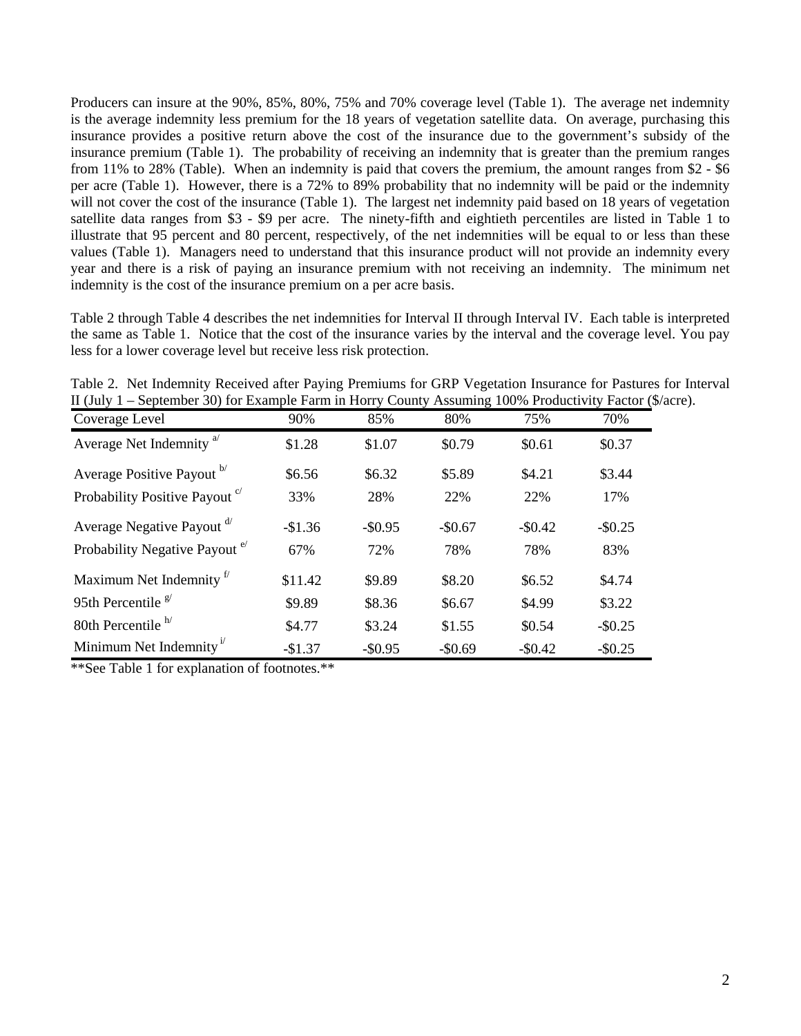Producers can insure at the 90%, 85%, 80%, 75% and 70% coverage level (Table 1). The average net indemnity is the average indemnity less premium for the 18 years of vegetation satellite data. On average, purchasing this insurance provides a positive return above the cost of the insurance due to the government's subsidy of the insurance premium (Table 1). The probability of receiving an indemnity that is greater than the premium ranges from 11% to 28% (Table). When an indemnity is paid that covers the premium, the amount ranges from $2 - $6 per acre (Table 1). However, there is a 72% to 89% probability that no indemnity will be paid or the indemnity will not cover the cost of the insurance (Table 1). The largest net indemnity paid based on 18 years of vegetation satellite data ranges from $3 - $9 per acre. The ninety-fifth and eightieth percentiles are listed in Table 1 to illustrate that 95 percent and 80 percent, respectively, of the net indemnities will be equal to or less than these values (Table 1). Managers need to understand that this insurance product will not provide an indemnity every year and there is a risk of paying an insurance premium with not receiving an indemnity. The minimum net indemnity is the cost of the insurance premium on a per acre basis.

Table 2 through Table 4 describes the net indemnities for Interval II through Interval IV. Each table is interpreted the same as Table 1. Notice that the cost of the insurance varies by the interval and the coverage level. You pay less for a lower coverage level but receive less risk protection.

Table 2. Net Indemnity Received after Paying Premiums for GRP Vegetation Insurance for Pastures for Interval II (July 1 – September 30) for Example Farm in Horry County Assuming 100% Productivity Factor ($/acre).

| Coverage Level | 90% | 85% | 80% | 75% | 70% |
|---|---|---|---|---|---|
| Average Net Indemnity [a/] | $1.28 | $1.07 | $0.79 | $0.61 | $0.37 |
| Average Positive Payout [b/] | $6.56 | $6.32 | $5.89 | $4.21 | $3.44 |
| Probability Positive Payout [c/] | 33% | 28% | 22% | 22% | 17% |
| Average Negative Payout [d/] | -$1.36 | -$0.95 | -$0.67 | -$0.42 | -$0.25 |
| Probability Negative Payout [e/] | 67% | 72% | 78% | 78% | 83% |
| Maximum Net Indemnity [f/] | $11.42 | $9.89 | $8.20 | $6.52 | $4.74 |
| 95th Percentile [g/] | $9.89 | $8.36 | $6.67 | $4.99 | $3.22 |
| 80th Percentile [h/] | $4.77 | $3.24 | $1.55 | $0.54 | -$0.25 |
| Minimum Net Indemnity [i/] | -$1.37 | -$0.95 | -$0.69 | -$0.42 | -$0.25 |

**See Table 1 for explanation of footnotes.**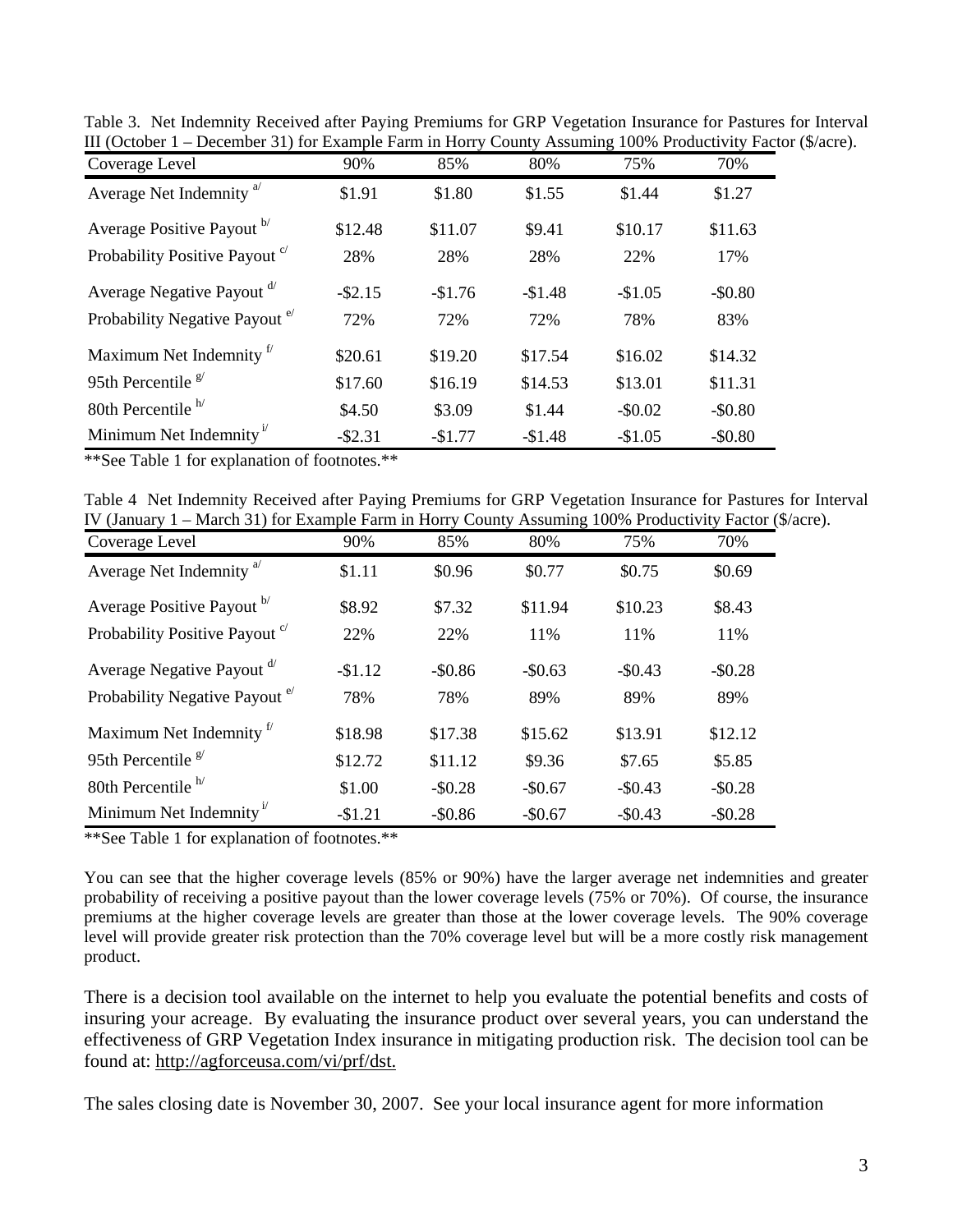Table 3. Net Indemnity Received after Paying Premiums for GRP Vegetation Insurance for Pastures for Interval III (October 1 – December 31) for Example Farm in Horry County Assuming 100% Productivity Factor ($/acre).

| Coverage Level | 90% | 85% | 80% | 75% | 70% |
|---|---|---|---|---|---|
| Average Net Indemnity [a/] | $1.91 | $1.80 | $1.55 | $1.44 | $1.27 |
| Average Positive Payout [b/] | $12.48 | $11.07 | $9.41 | $10.17 | $11.63 |
| Probability Positive Payout [c/] | 28% | 28% | 28% | 22% | 17% |
| Average Negative Payout [d/] | -$2.15 | -$1.76 | -$1.48 | -$1.05 | -$0.80 |
| Probability Negative Payout [e/] | 72% | 72% | 72% | 78% | 83% |
| Maximum Net Indemnity [f/] | $20.61 | $19.20 | $17.54 | $16.02 | $14.32 |
| 95th Percentile [g/] | $17.60 | $16.19 | $14.53 | $13.01 | $11.31 |
| 80th Percentile [h/] | $4.50 | $3.09 | $1.44 | -$0.02 | -$0.80 |
| Minimum Net Indemnity [i/] | -$2.31 | -$1.77 | -$1.48 | -$1.05 | -$0.80 |

**See Table 1 for explanation of footnotes.**

Table 4 Net Indemnity Received after Paying Premiums for GRP Vegetation Insurance for Pastures for Interval IV (January 1 – March 31) for Example Farm in Horry County Assuming 100% Productivity Factor ($/acre).

| Coverage Level | 90% | 85% | 80% | 75% | 70% |
|---|---|---|---|---|---|
| Average Net Indemnity [a/] | $1.11 | $0.96 | $0.77 | $0.75 | $0.69 |
| Average Positive Payout [b/] | $8.92 | $7.32 | $11.94 | $10.23 | $8.43 |
| Probability Positive Payout [c/] | 22% | 22% | 11% | 11% | 11% |
| Average Negative Payout [d/] | -$1.12 | -$0.86 | -$0.63 | -$0.43 | -$0.28 |
| Probability Negative Payout [e/] | 78% | 78% | 89% | 89% | 89% |
| Maximum Net Indemnity [f/] | $18.98 | $17.38 | $15.62 | $13.91 | $12.12 |
| 95th Percentile [g/] | $12.72 | $11.12 | $9.36 | $7.65 | $5.85 |
| 80th Percentile [h/] | $1.00 | -$0.28 | -$0.67 | -$0.43 | -$0.28 |
| Minimum Net Indemnity [i/] | -$1.21 | -$0.86 | -$0.67 | -$0.43 | -$0.28 |

**See Table 1 for explanation of footnotes.**

You can see that the higher coverage levels (85% or 90%) have the larger average net indemnities and greater probability of receiving a positive payout than the lower coverage levels (75% or 70%). Of course, the insurance premiums at the higher coverage levels are greater than those at the lower coverage levels. The 90% coverage level will provide greater risk protection than the 70% coverage level but will be a more costly risk management product.

There is a decision tool available on the internet to help you evaluate the potential benefits and costs of insuring your acreage. By evaluating the insurance product over several years, you can understand the effectiveness of GRP Vegetation Index insurance in mitigating production risk. The decision tool can be found at: http://agforceusa.com/vi/prf/dst.

The sales closing date is November 30, 2007. See your local insurance agent for more information